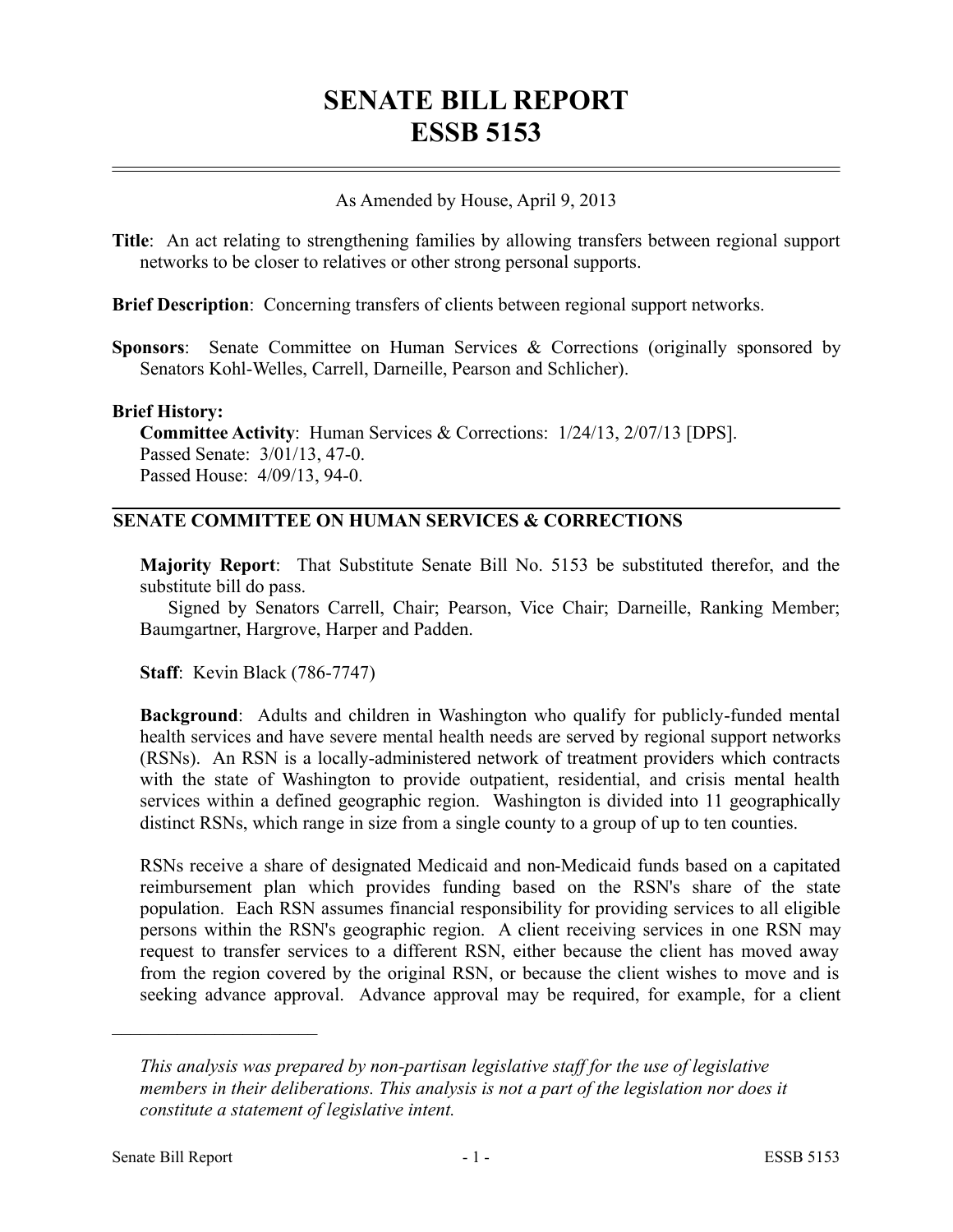# SENATE BILL REPORT
# ESSB 5153

As Amended by House, April 9, 2013

**Title**: An act relating to strengthening families by allowing transfers between regional support networks to be closer to relatives or other strong personal supports.

**Brief Description**: Concerning transfers of clients between regional support networks.

**Sponsors**: Senate Committee on Human Services & Corrections (originally sponsored by Senators Kohl-Welles, Carrell, Darneille, Pearson and Schlicher).

**Brief History:**

**Committee Activity**: Human Services & Corrections: 1/24/13, 2/07/13 [DPS].
Passed Senate: 3/01/13, 47-0.
Passed House: 4/09/13, 94-0.

## SENATE COMMITTEE ON HUMAN SERVICES & CORRECTIONS

**Majority Report**: That Substitute Senate Bill No. 5153 be substituted therefor, and the substitute bill do pass.

Signed by Senators Carrell, Chair; Pearson, Vice Chair; Darneille, Ranking Member; Baumgartner, Hargrove, Harper and Padden.

**Staff**: Kevin Black (786-7747)

**Background**: Adults and children in Washington who qualify for publicly-funded mental health services and have severe mental health needs are served by regional support networks (RSNs). An RSN is a locally-administered network of treatment providers which contracts with the state of Washington to provide outpatient, residential, and crisis mental health services within a defined geographic region. Washington is divided into 11 geographically distinct RSNs, which range in size from a single county to a group of up to ten counties.

RSNs receive a share of designated Medicaid and non-Medicaid funds based on a capitated reimbursement plan which provides funding based on the RSN's share of the state population. Each RSN assumes financial responsibility for providing services to all eligible persons within the RSN's geographic region. A client receiving services in one RSN may request to transfer services to a different RSN, either because the client has moved away from the region covered by the original RSN, or because the client wishes to move and is seeking advance approval. Advance approval may be required, for example, for a client

---

*This analysis was prepared by non-partisan legislative staff for the use of legislative members in their deliberations. This analysis is not a part of the legislation nor does it constitute a statement of legislative intent.*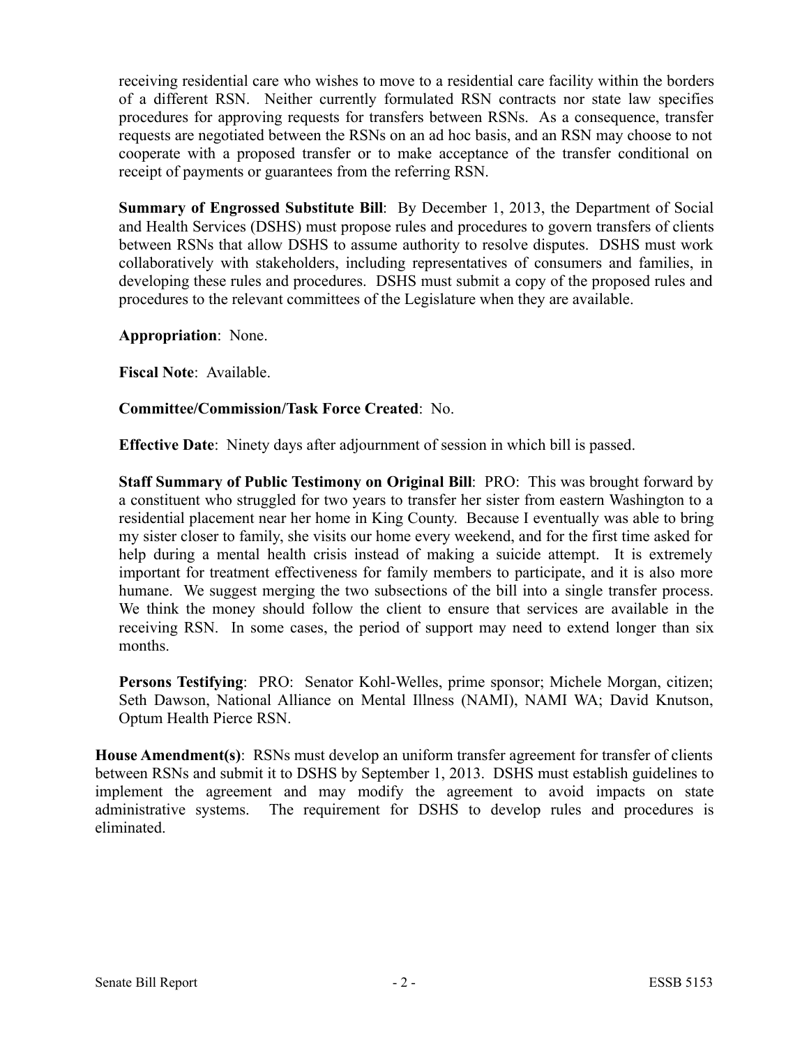receiving residential care who wishes to move to a residential care facility within the borders of a different RSN. Neither currently formulated RSN contracts nor state law specifies procedures for approving requests for transfers between RSNs. As a consequence, transfer requests are negotiated between the RSNs on an ad hoc basis, and an RSN may choose to not cooperate with a proposed transfer or to make acceptance of the transfer conditional on receipt of payments or guarantees from the referring RSN.

**Summary of Engrossed Substitute Bill**: By December 1, 2013, the Department of Social and Health Services (DSHS) must propose rules and procedures to govern transfers of clients between RSNs that allow DSHS to assume authority to resolve disputes. DSHS must work collaboratively with stakeholders, including representatives of consumers and families, in developing these rules and procedures. DSHS must submit a copy of the proposed rules and procedures to the relevant committees of the Legislature when they are available.

**Appropriation**: None.

**Fiscal Note**: Available.

**Committee/Commission/Task Force Created**: No.

**Effective Date**: Ninety days after adjournment of session in which bill is passed.

**Staff Summary of Public Testimony on Original Bill**: PRO: This was brought forward by a constituent who struggled for two years to transfer her sister from eastern Washington to a residential placement near her home in King County. Because I eventually was able to bring my sister closer to family, she visits our home every weekend, and for the first time asked for help during a mental health crisis instead of making a suicide attempt. It is extremely important for treatment effectiveness for family members to participate, and it is also more humane. We suggest merging the two subsections of the bill into a single transfer process. We think the money should follow the client to ensure that services are available in the receiving RSN. In some cases, the period of support may need to extend longer than six months.

**Persons Testifying**: PRO: Senator Kohl-Welles, prime sponsor; Michele Morgan, citizen; Seth Dawson, National Alliance on Mental Illness (NAMI), NAMI WA; David Knutson, Optum Health Pierce RSN.

**House Amendment(s)**: RSNs must develop an uniform transfer agreement for transfer of clients between RSNs and submit it to DSHS by September 1, 2013. DSHS must establish guidelines to implement the agreement and may modify the agreement to avoid impacts on state administrative systems. The requirement for DSHS to develop rules and procedures is eliminated.